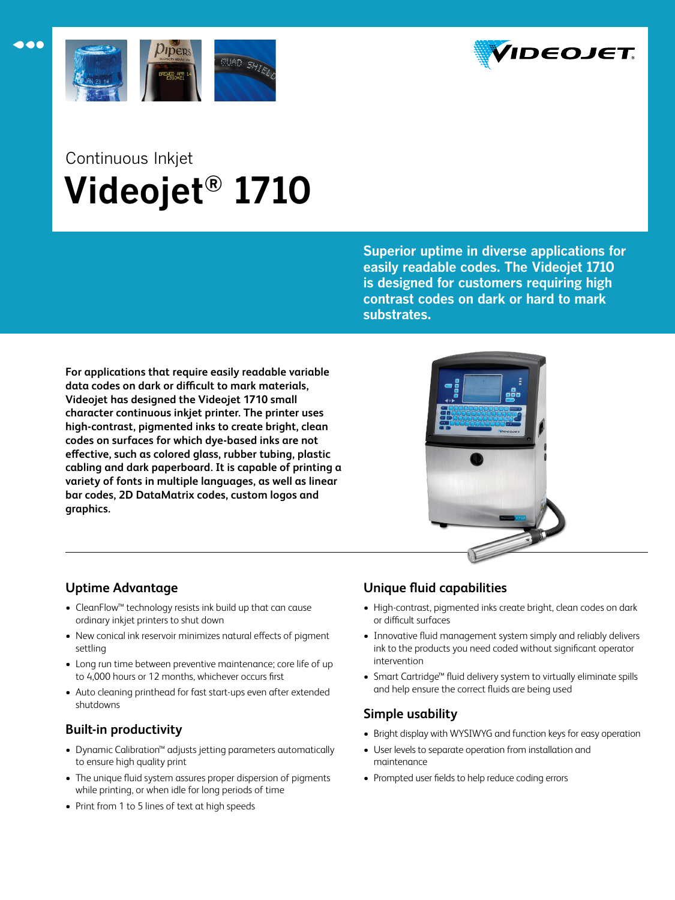Continuous Inkjet

# Videojet® 1710

**Superior uptime in diverse applications for easily readable codes. The Videojet 1710 is designed for customers requiring high contrast codes on dark or hard to mark substrates.**

**For applications that require easily readable variable data codes on dark or difficult to mark materials, Videojet has designed the Videojet 1710 small character continuous inkjet printer. The printer uses high-contrast, pigmented inks to create bright, clean codes on surfaces for which dye-based inks are not effective, such as colored glass, rubber tubing, plastic cabling and dark paperboard. It is capable of printing a variety of fonts in multiple languages, as well as linear bar codes, 2D DataMatrix codes, custom logos and graphics.**

## Uptime Advantage

- CleanFlow™ technology resists ink build up that can cause ordinary inkjet printers to shut down
- New conical ink reservoir minimizes natural effects of pigment settling
- Long run time between preventive maintenance; core life of up to 4,000 hours or 12 months, whichever occurs first
- Auto cleaning printhead for fast start-ups even after extended shutdowns

## Built-in productivity

- Dynamic Calibration™ adjusts jetting parameters automatically to ensure high quality print
- The unique fluid system assures proper dispersion of pigments while printing, or when idle for long periods of time
- Print from 1 to 5 lines of text at high speeds

## Unique fluid capabilities

- High-contrast, pigmented inks create bright, clean codes on dark or difficult surfaces
- Innovative fluid management system simply and reliably delivers ink to the products you need coded without significant operator intervention
- Smart Cartridge™ fluid delivery system to virtually eliminate spills and help ensure the correct fluids are being used

## Simple usability

- Bright display with WYSIWYG and function keys for easy operation
- User levels to separate operation from installation and maintenance
- Prompted user fields to help reduce coding errors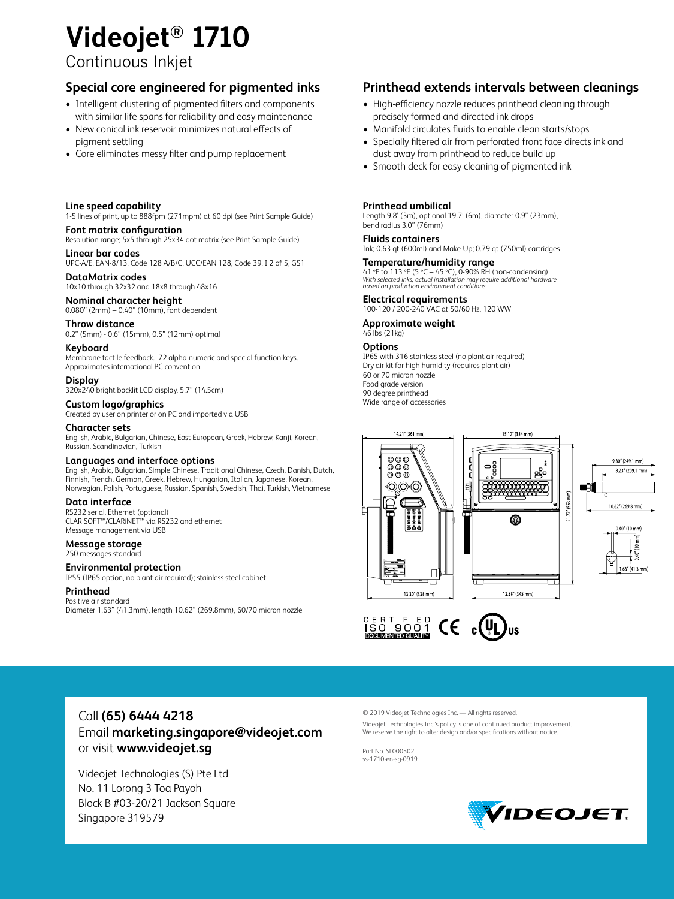# Videojet® 1710

Continuous Inkjet

## Special core engineered for pigmented inks

- Intelligent clustering of pigmented filters and components with similar life spans for reliability and easy maintenance
- New conical ink reservoir minimizes natural effects of pigment settling
- Core eliminates messy filter and pump replacement

## Printhead extends intervals between cleanings

- High-efficiency nozzle reduces printhead cleaning through precisely formed and directed ink drops
- Manifold circulates fluids to enable clean starts/stops
- Specially filtered air from perforated front face directs ink and dust away from printhead to reduce build up
- Smooth deck for easy cleaning of pigmented ink

### Line speed capability
1-5 lines of print, up to 888fpm (271mpm) at 60 dpi (see Print Sample Guide)

### Font matrix configuration
Resolution range; 5x5 through 25x34 dot matrix (see Print Sample Guide)

### Linear bar codes
UPC-A/E, EAN-8/13, Code 128 A/B/C, UCC/EAN 128, Code 39, I 2 of 5, GS1

### DataMatrix codes
10x10 through 32x32 and 18x8 through 48x16

### Nominal character height
0.080" (2mm) – 0.40" (10mm), font dependent

### Throw distance
0.2" (5mm) - 0.6" (15mm), 0.5" (12mm) optimal

### Keyboard
Membrane tactile feedback. 72 alpha-numeric and special function keys. Approximates international PC convention.

### Display
320x240 bright backlit LCD display, 5.7" (14.5cm)

### Custom logo/graphics
Created by user on printer or on PC and imported via USB

### Character sets
English, Arabic, Bulgarian, Chinese, East European, Greek, Hebrew, Kanji, Korean, Russian, Scandinavian, Turkish

### Languages and interface options
English, Arabic, Bulgarian, Simple Chinese, Traditional Chinese, Czech, Danish, Dutch, Finnish, French, German, Greek, Hebrew, Hungarian, Italian, Japanese, Korean, Norwegian, Polish, Portuguese, Russian, Spanish, Swedish, Thai, Turkish, Vietnamese

### Data interface
RS232 serial, Ethernet (optional)
CLARiSOFT™/CLARiNET™ via RS232 and ethernet
Message management via USB

### Message storage
250 messages standard

### Environmental protection
IP55 (IP65 option, no plant air required); stainless steel cabinet

### Printhead
Positive air standard
Diameter 1.63" (41.3mm), length 10.62" (269.8mm), 60/70 micron nozzle

### Printhead umbilical
Length 9.8' (3m), optional 19.7' (6m), diameter 0.9" (23mm), bend radius 3.0" (76mm)

### Fluids containers
Ink; 0.63 qt (600ml) and Make-Up; 0.79 qt (750ml) cartridges

### Temperature/humidity range
41 ºF to 113 ºF (5 ºC – 45 ºC), 0-90% RH (non-condensing)
*With selected inks; actual installation may require additional hardware based on production environment conditions*

### Electrical requirements
100-120 / 200-240 VAC at 50/60 Hz, 120 WW

### Approximate weight
46 lbs (21kg)

### Options
IP65 with 316 stainless steel (no plant air required)
Dry air kit for high humidity (requires plant air)
60 or 70 micron nozzle
Food grade version
90 degree printhead
Wide range of accessories

14.21" (361 mm)
15.12" (384 mm)
21.77" (553 mm)
13.30" (338 mm)
13.58" (345 mm)
9.80" (249.1 mm)
8.23" (209.1 mm)
10.62" (269.8 mm)
0.40" (10 mm)
0.40" (10 mm)
1.63" (41.3 mm)

CERTIFIED ISO 9001 DOCUMENTED QUALITY

Call **(65) 6444 4218**
Email **marketing.singapore@videojet.com**
or visit **www.videojet.sg**

Videojet Technologies (S) Pte Ltd
No. 11 Lorong 3 Toa Payoh
Block B #03-20/21 Jackson Square
Singapore 319579

© 2019 Videojet Technologies Inc. — All rights reserved.

Videojet Technologies Inc.'s policy is one of continued product improvement. We reserve the right to alter design and/or specifications without notice.

Part No. SL000502
ss-1710-en-sg-0919